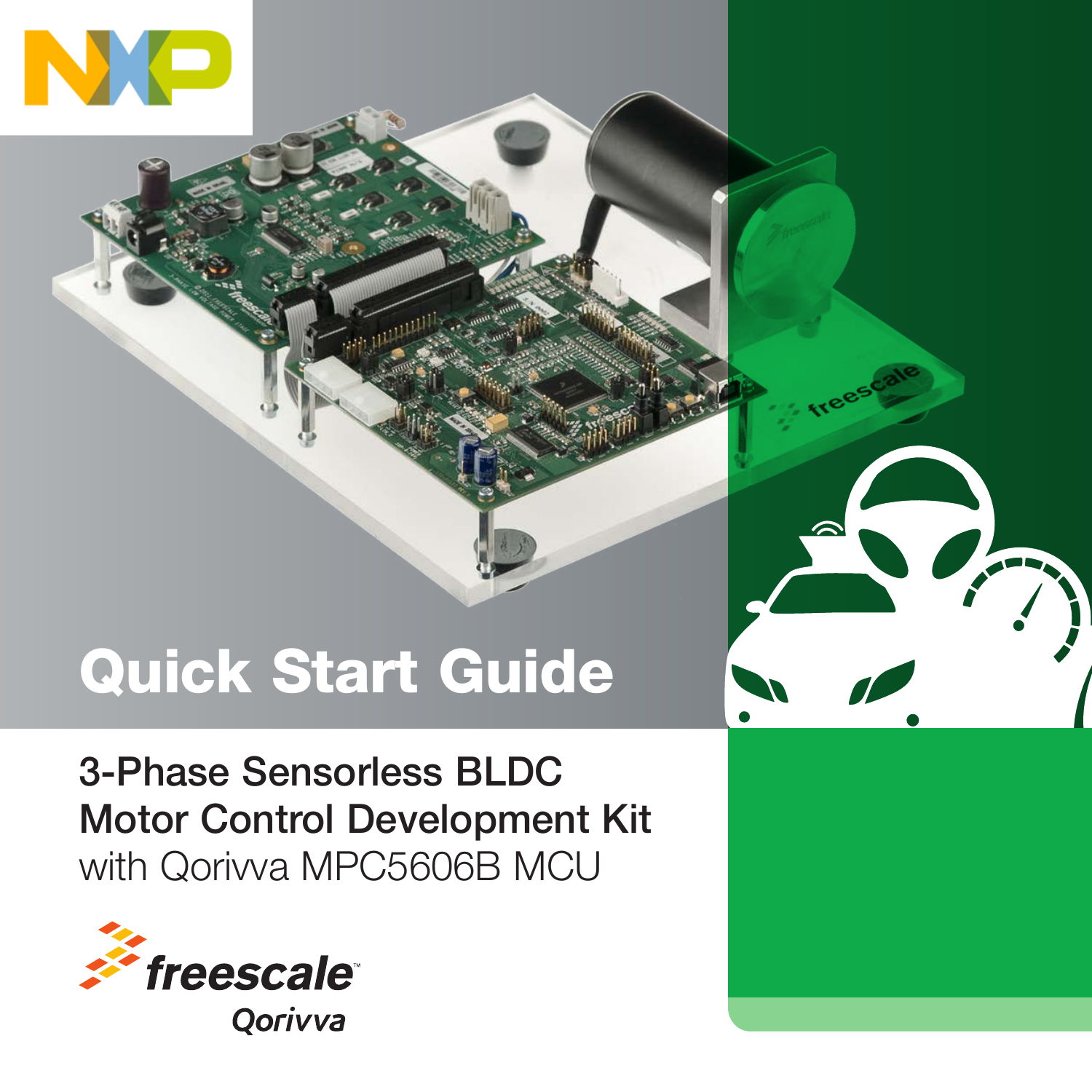# Quick Start Guide

## 3-Phase Sensorless BLDC Motor Control Development Kit

with Qorivva MPC5606B MCU

freescale

Qorivva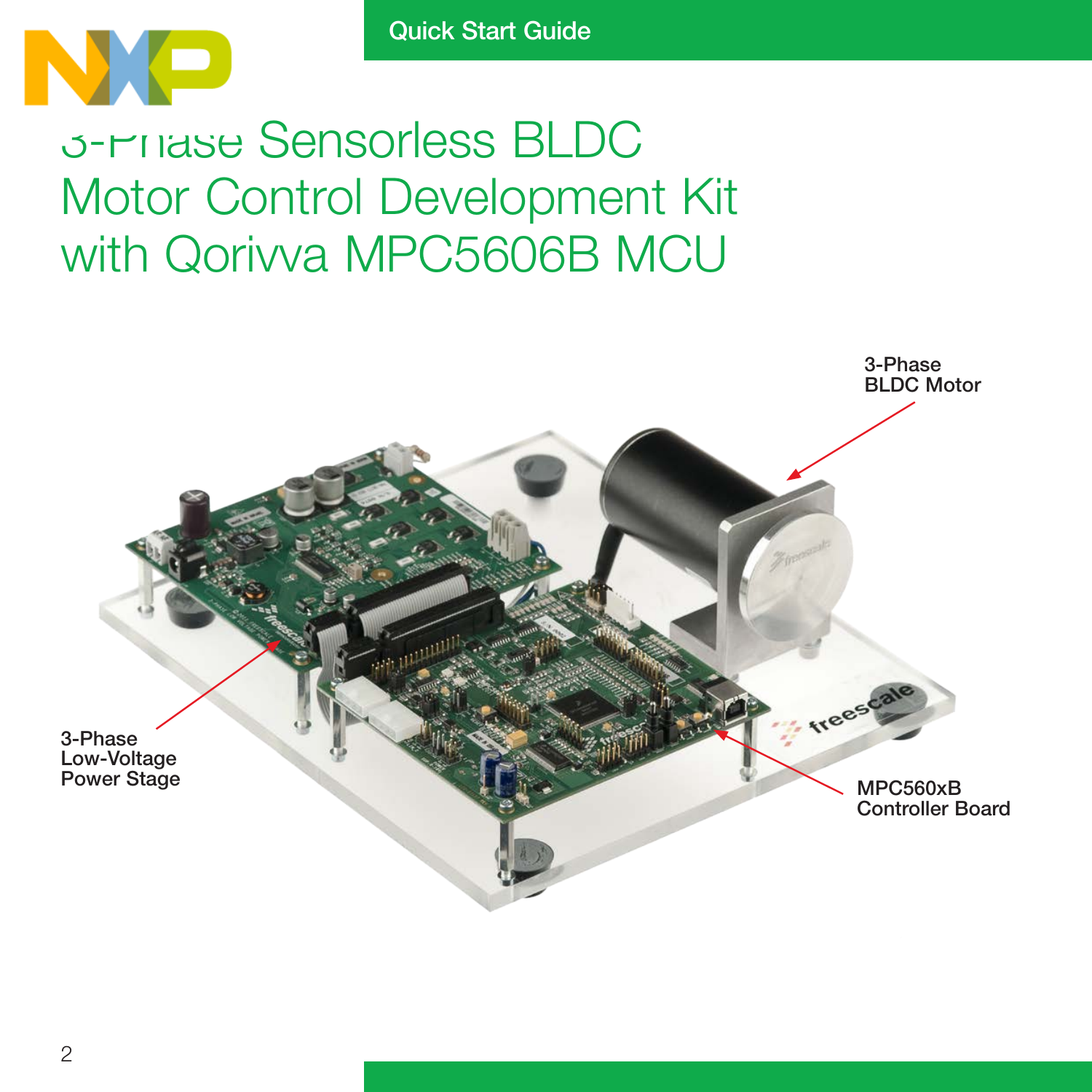# 3-Phase Sensorless BLDC Motor Control Development Kit with Qorivva MPC5606B MCU

3-Phase BLDC Motor

3-Phase Low-Voltage Power Stage

MPC560xB Controller Board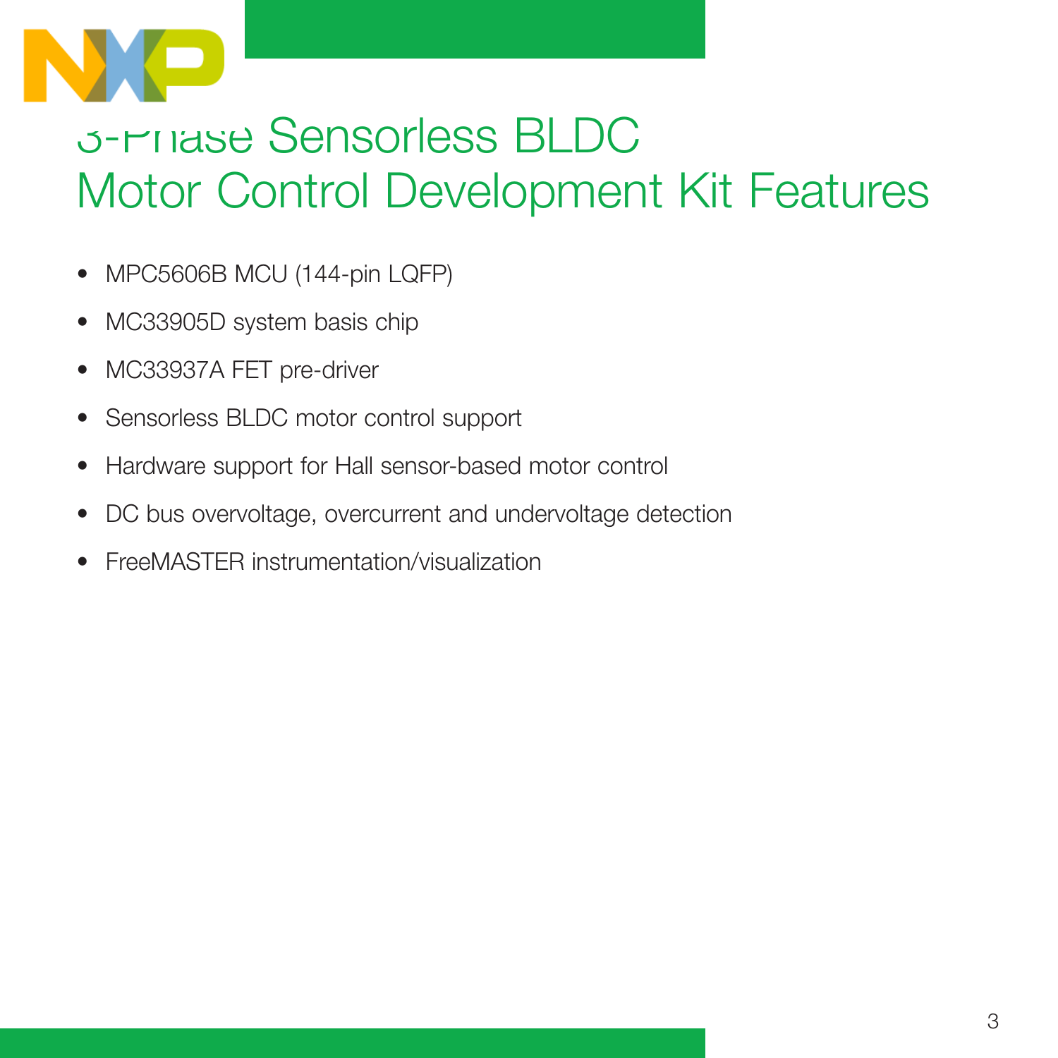# 3-Phase Sensorless BLDC Motor Control Development Kit Features

- MPC5606B MCU (144-pin LQFP)
- MC33905D system basis chip
- MC33937A FET pre-driver
- Sensorless BLDC motor control support
- Hardware support for Hall sensor-based motor control
- DC bus overvoltage, overcurrent and undervoltage detection
- FreeMASTER instrumentation/visualization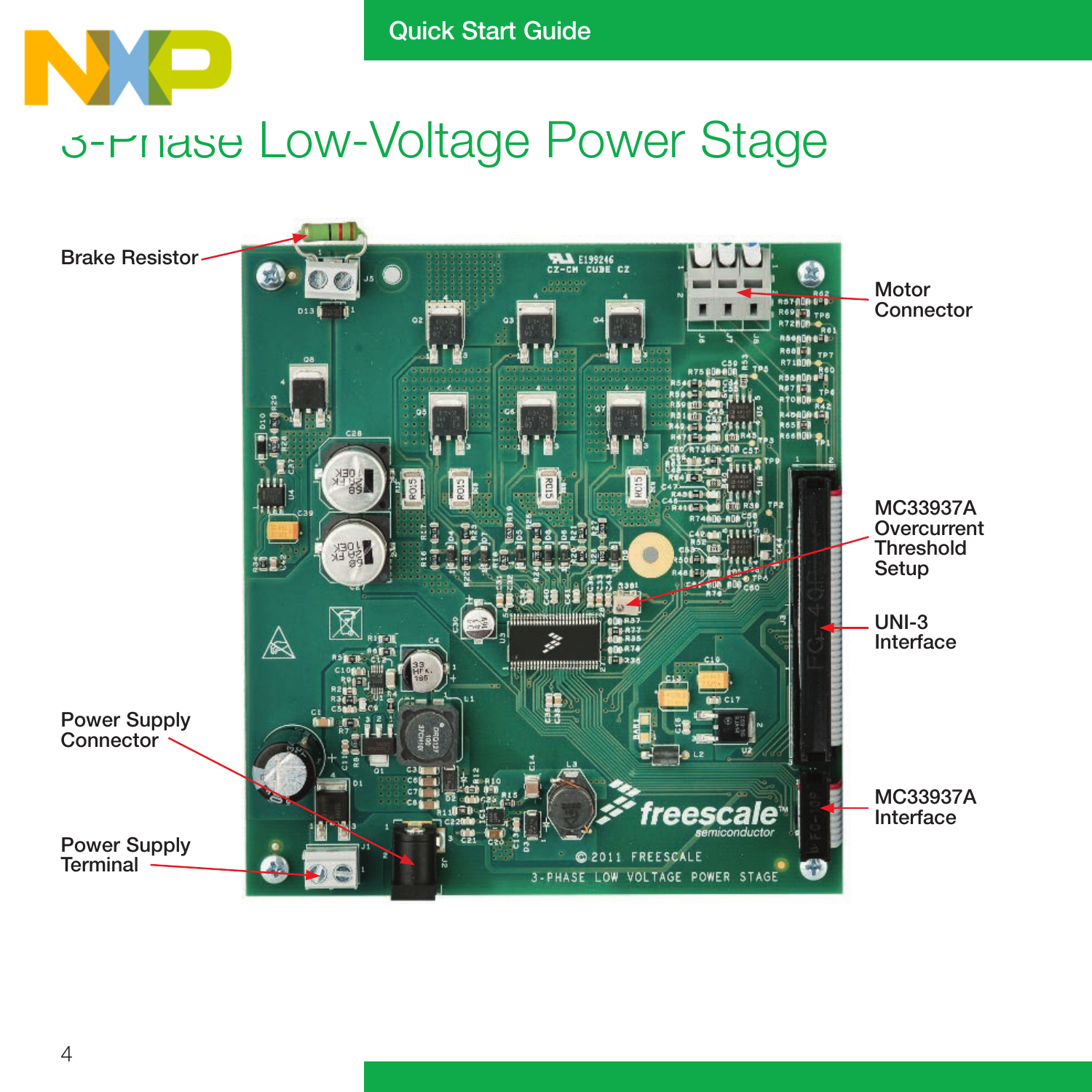# 3-Phase Low-Voltage Power Stage

Brake Resistor

Motor Connector

MC33937A Overcurrent Threshold Setup

UNI-3 Interface

MC33937A Interface

Power Supply Connector

Power Supply Terminal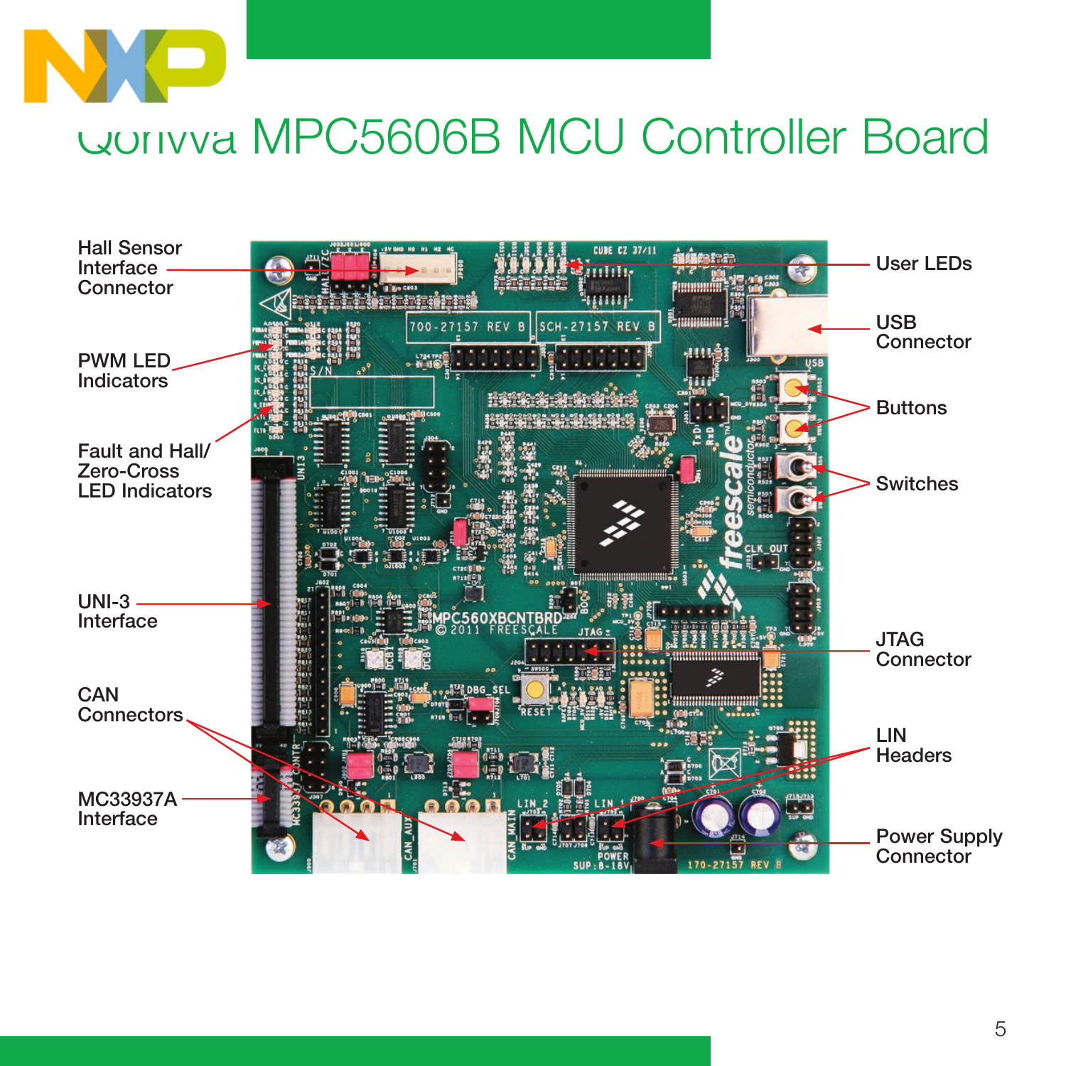# Qorivva MPC5606B MCU Controller Board

Hall Sensor Interface Connector

PWM LED Indicators

Fault and Hall/ Zero-Cross LED Indicators

UNI-3 Interface

CAN Connectors

MC33937A Interface

User LEDs

USB Connector

Buttons

Switches

JTAG Connector

LIN Headers

Power Supply Connector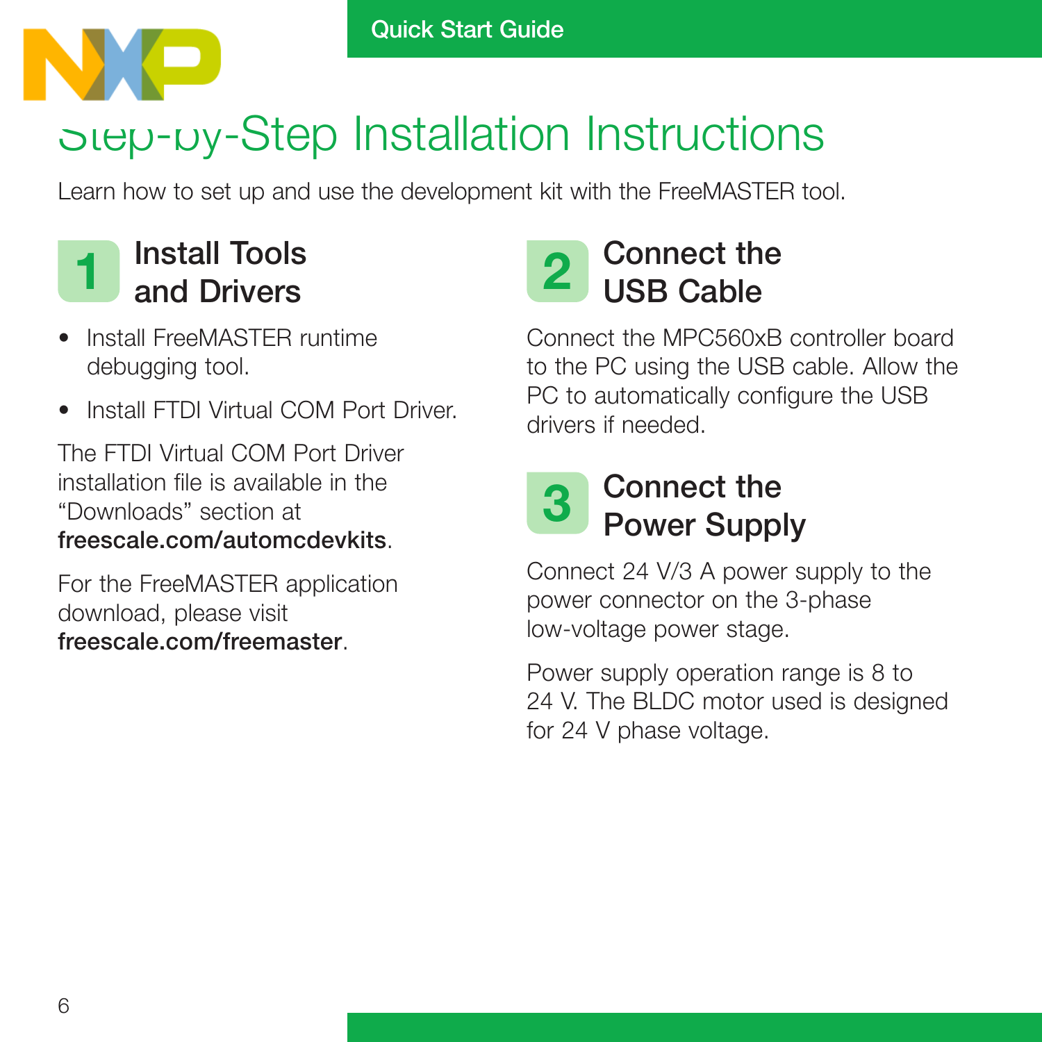# Step-by-Step Installation Instructions

Learn how to set up and use the development kit with the FreeMASTER tool.

## 1 Install Tools and Drivers

- Install FreeMASTER runtime debugging tool.
- Install FTDI Virtual COM Port Driver.

The FTDI Virtual COM Port Driver installation file is available in the “Downloads” section at **freescale.com/automcdevkits**.

For the FreeMASTER application download, please visit **freescale.com/freemaster**.

## 2 Connect the USB Cable

Connect the MPC560xB controller board to the PC using the USB cable. Allow the PC to automatically configure the USB drivers if needed.

## 3 Connect the Power Supply

Connect 24 V/3 A power supply to the power connector on the 3-phase low-voltage power stage.

Power supply operation range is 8 to 24 V. The BLDC motor used is designed for 24 V phase voltage.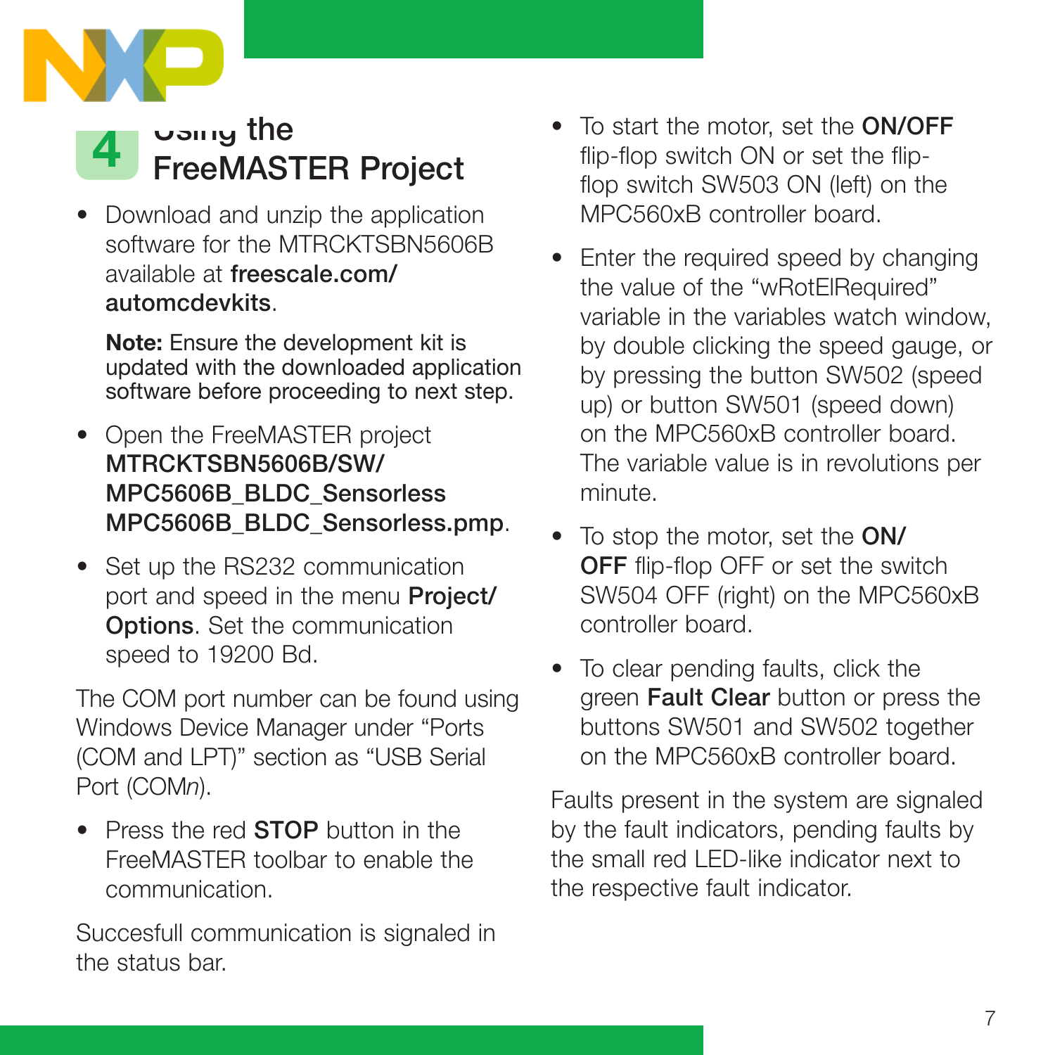## 4 Using the FreeMASTER Project

- Download and unzip the application software for the MTRCKTSBN5606B available at **freescale.com/automcdevkits**.

  **Note:** Ensure the development kit is updated with the downloaded application software before proceeding to next step.

- Open the FreeMASTER project **MTRCKTSBN5606B/SW/MPC5606B_BLDC_Sensorless MPC5606B_BLDC_Sensorless.pmp**.
- Set up the RS232 communication port and speed in the menu **Project/Options**. Set the communication speed to 19200 Bd.

The COM port number can be found using Windows Device Manager under "Ports (COM and LPT)" section as "USB Serial Port (COM*n*).

- Press the red **STOP** button in the FreeMASTER toolbar to enable the communication.

Succesfull communication is signaled in the status bar.

- To start the motor, set the **ON/OFF** flip-flop switch ON or set the flip-flop switch SW503 ON (left) on the MPC560xB controller board.
- Enter the required speed by changing the value of the "wRotElRequired" variable in the variables watch window, by double clicking the speed gauge, or by pressing the button SW502 (speed up) or button SW501 (speed down) on the MPC560xB controller board. The variable value is in revolutions per minute.
- To stop the motor, set the **ON/OFF** flip-flop OFF or set the switch SW504 OFF (right) on the MPC560xB controller board.
- To clear pending faults, click the green **Fault Clear** button or press the buttons SW501 and SW502 together on the MPC560xB controller board.

Faults present in the system are signaled by the fault indicators, pending faults by the small red LED-like indicator next to the respective fault indicator.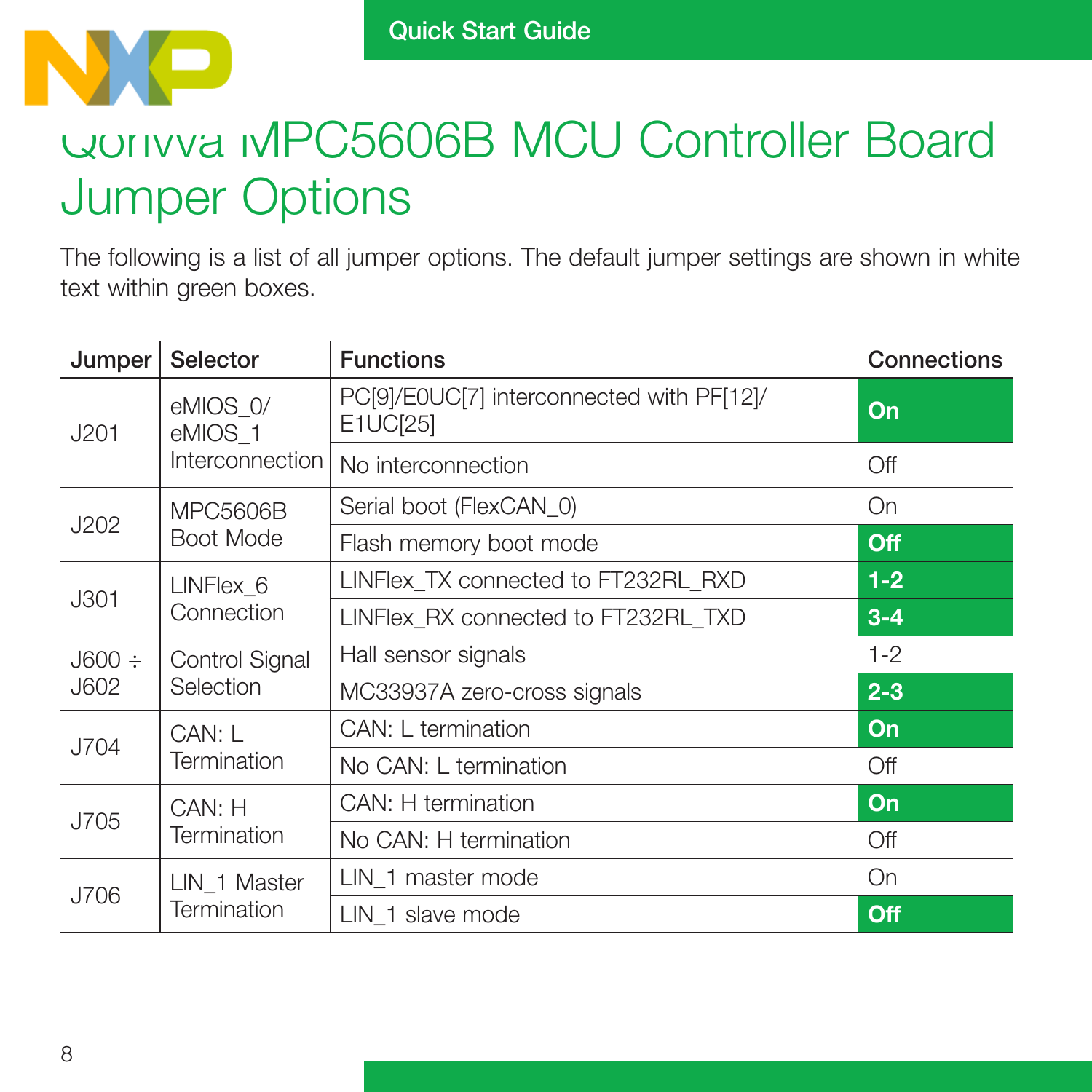# Qorivva MPC5606B MCU Controller Board Jumper Options

The following is a list of all jumper options. The default jumper settings are shown in white text within green boxes.

| Jumper | Selector | Functions | Connections |
|---|---|---|---|
| J201 | eMIOS_0/ eMIOS_1 Interconnection | PC[9]/E0UC[7] interconnected with PF[12]/ E1UC[25] | **On** |
| | | No interconnection | Off |
| J202 | MPC5606B Boot Mode | Serial boot (FlexCAN_0) | On |
| | | Flash memory boot mode | **Off** |
| J301 | LINFlex_6 Connection | LINFlex_TX connected to FT232RL_RXD | **1-2** |
| | | LINFlex_RX connected to FT232RL_TXD | **3-4** |
| J600 ÷ J602 | Control Signal Selection | Hall sensor signals | 1-2 |
| | | MC33937A zero-cross signals | **2-3** |
| J704 | CAN: L Termination | CAN: L termination | **On** |
| | | No CAN: L termination | Off |
| J705 | CAN: H Termination | CAN: H termination | **On** |
| | | No CAN: H termination | Off |
| J706 | LIN_1 Master Termination | LIN_1 master mode | On |
| | | LIN_1 slave mode | **Off** |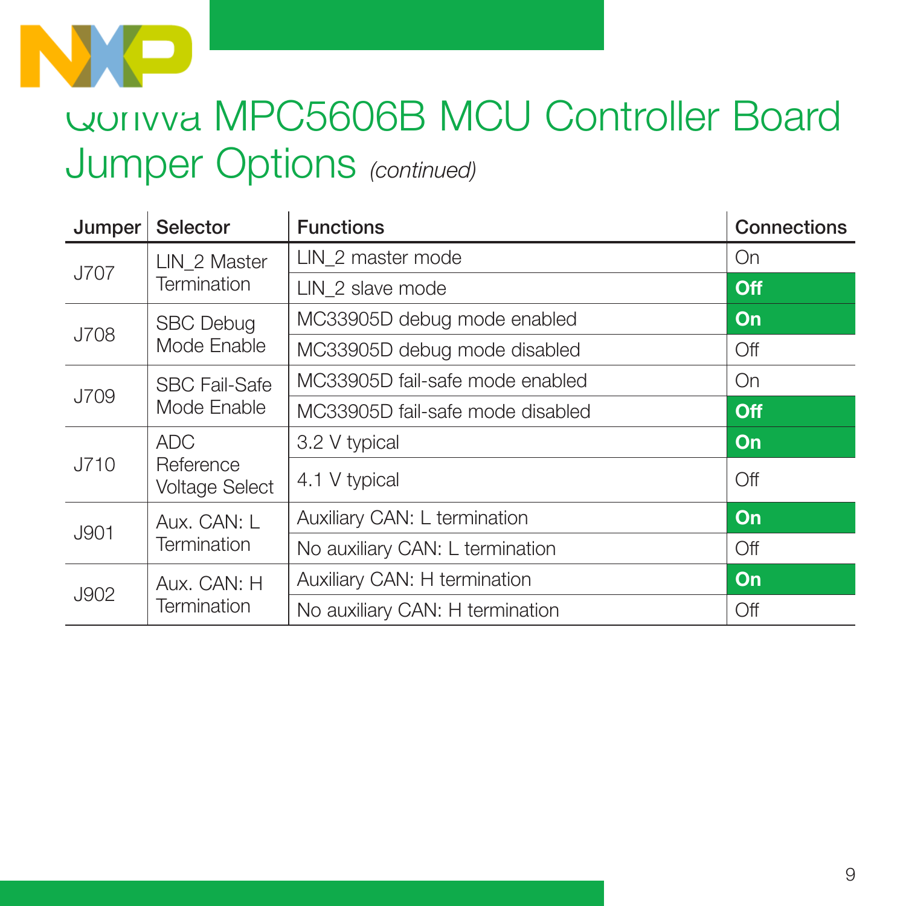# Qorivva MPC5606B MCU Controller Board Jumper Options *(continued)*

| Jumper | Selector | Functions | Connections |
|---|---|---|---|
| J707 | LIN_2 Master Termination | LIN_2 master mode | On |
| | | LIN_2 slave mode | **Off** |
| J708 | SBC Debug Mode Enable | MC33905D debug mode enabled | **On** |
| | | MC33905D debug mode disabled | Off |
| J709 | SBC Fail-Safe Mode Enable | MC33905D fail-safe mode enabled | On |
| | | MC33905D fail-safe mode disabled | **Off** |
| J710 | ADC Reference Voltage Select | 3.2 V typical | **On** |
| | | 4.1 V typical | Off |
| J901 | Aux. CAN: L Termination | Auxiliary CAN: L termination | **On** |
| | | No auxiliary CAN: L termination | Off |
| J902 | Aux. CAN: H Termination | Auxiliary CAN: H termination | **On** |
| | | No auxiliary CAN: H termination | Off |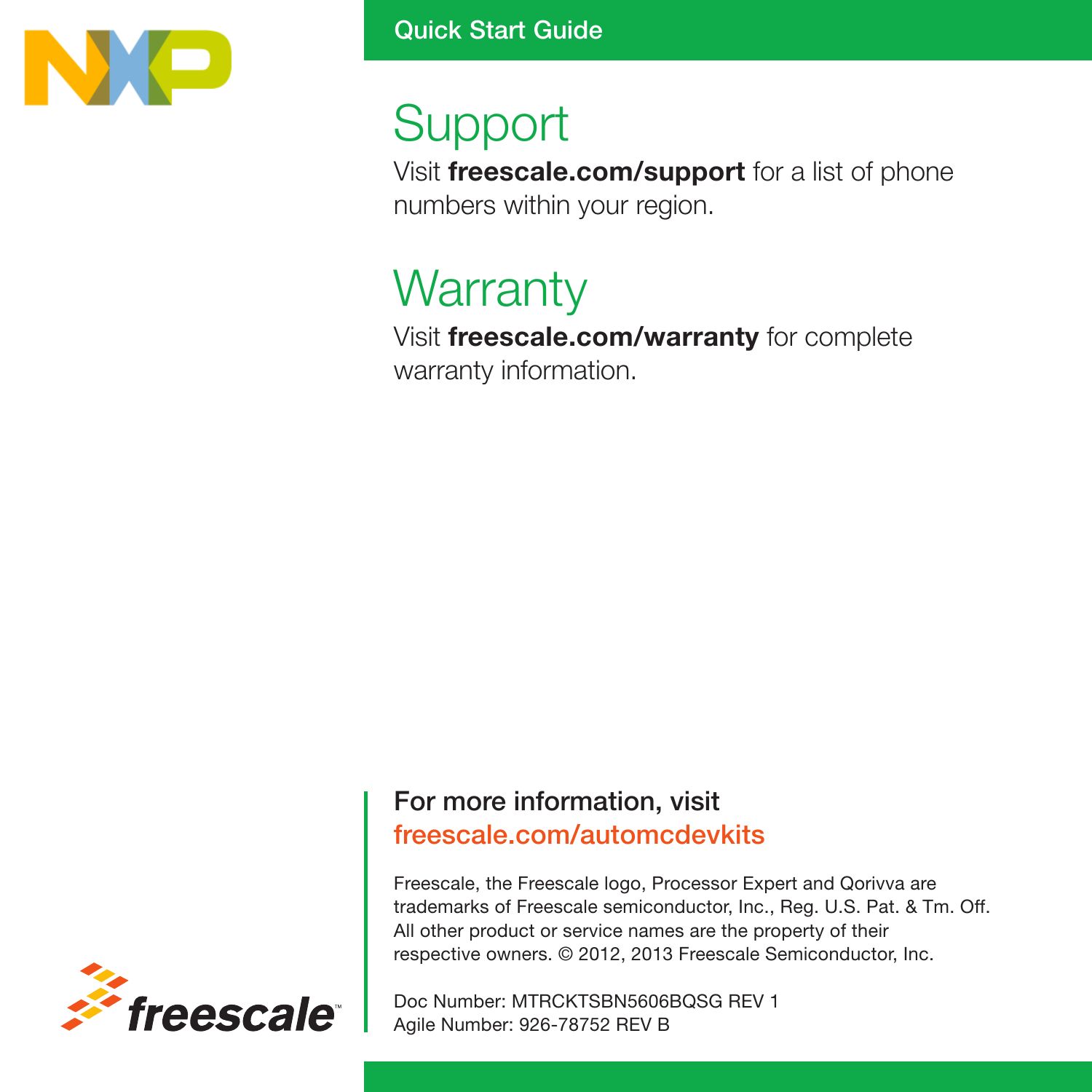Quick Start Guide

## Support

Visit **freescale.com/support** for a list of phone numbers within your region.

## Warranty

Visit **freescale.com/warranty** for complete warranty information.

**For more information, visit**
**freescale.com/automcdevkits**

Freescale, the Freescale logo, Processor Expert and Qorivva are trademarks of Freescale semiconductor, Inc., Reg. U.S. Pat. & Tm. Off. All other product or service names are the property of their respective owners. © 2012, 2013 Freescale Semiconductor, Inc.

Doc Number: MTRCKTSBN5606BQSG REV 1
Agile Number: 926-78752 REV B